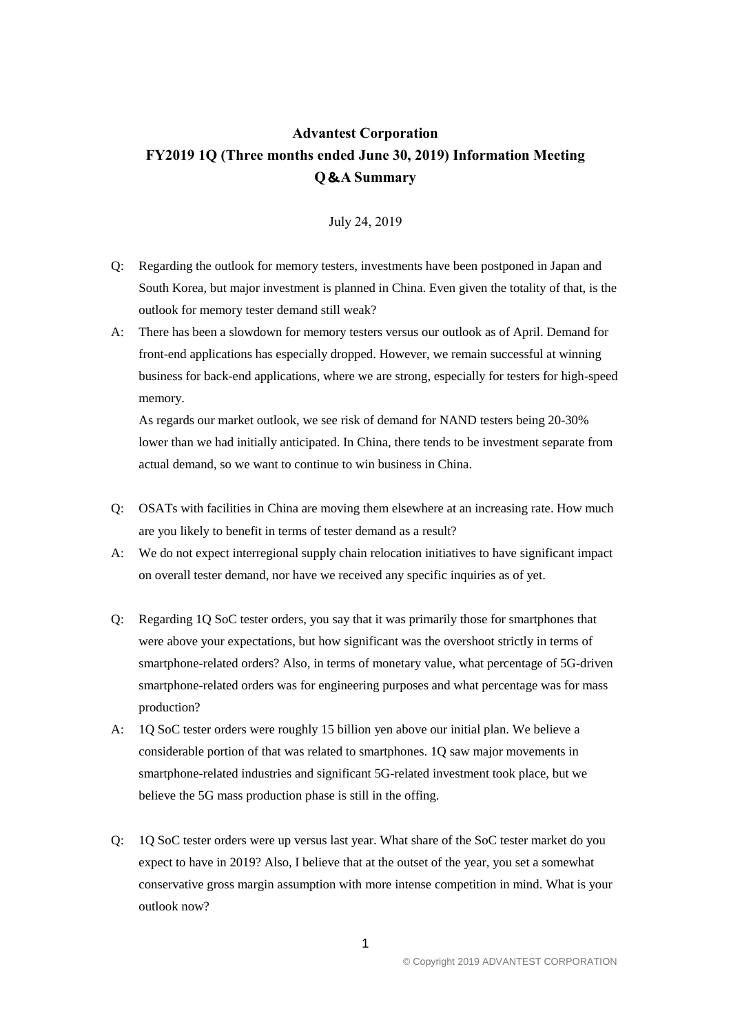# Advantest Corporation
# FY2019 1Q (Three months ended June 30, 2019) Information Meeting
# Q&A Summary

July 24, 2019

Q: Regarding the outlook for memory testers, investments have been postponed in Japan and South Korea, but major investment is planned in China. Even given the totality of that, is the outlook for memory tester demand still weak?

A: There has been a slowdown for memory testers versus our outlook as of April. Demand for front-end applications has especially dropped. However, we remain successful at winning business for back-end applications, where we are strong, especially for testers for high-speed memory.
As regards our market outlook, we see risk of demand for NAND testers being 20-30% lower than we had initially anticipated. In China, there tends to be investment separate from actual demand, so we want to continue to win business in China.

Q: OSATs with facilities in China are moving them elsewhere at an increasing rate. How much are you likely to benefit in terms of tester demand as a result?

A: We do not expect interregional supply chain relocation initiatives to have significant impact on overall tester demand, nor have we received any specific inquiries as of yet.

Q: Regarding 1Q SoC tester orders, you say that it was primarily those for smartphones that were above your expectations, but how significant was the overshoot strictly in terms of smartphone-related orders? Also, in terms of monetary value, what percentage of 5G-driven smartphone-related orders was for engineering purposes and what percentage was for mass production?

A: 1Q SoC tester orders were roughly 15 billion yen above our initial plan. We believe a considerable portion of that was related to smartphones. 1Q saw major movements in smartphone-related industries and significant 5G-related investment took place, but we believe the 5G mass production phase is still in the offing.

Q: 1Q SoC tester orders were up versus last year. What share of the SoC tester market do you expect to have in 2019? Also, I believe that at the outset of the year, you set a somewhat conservative gross margin assumption with more intense competition in mind. What is your outlook now?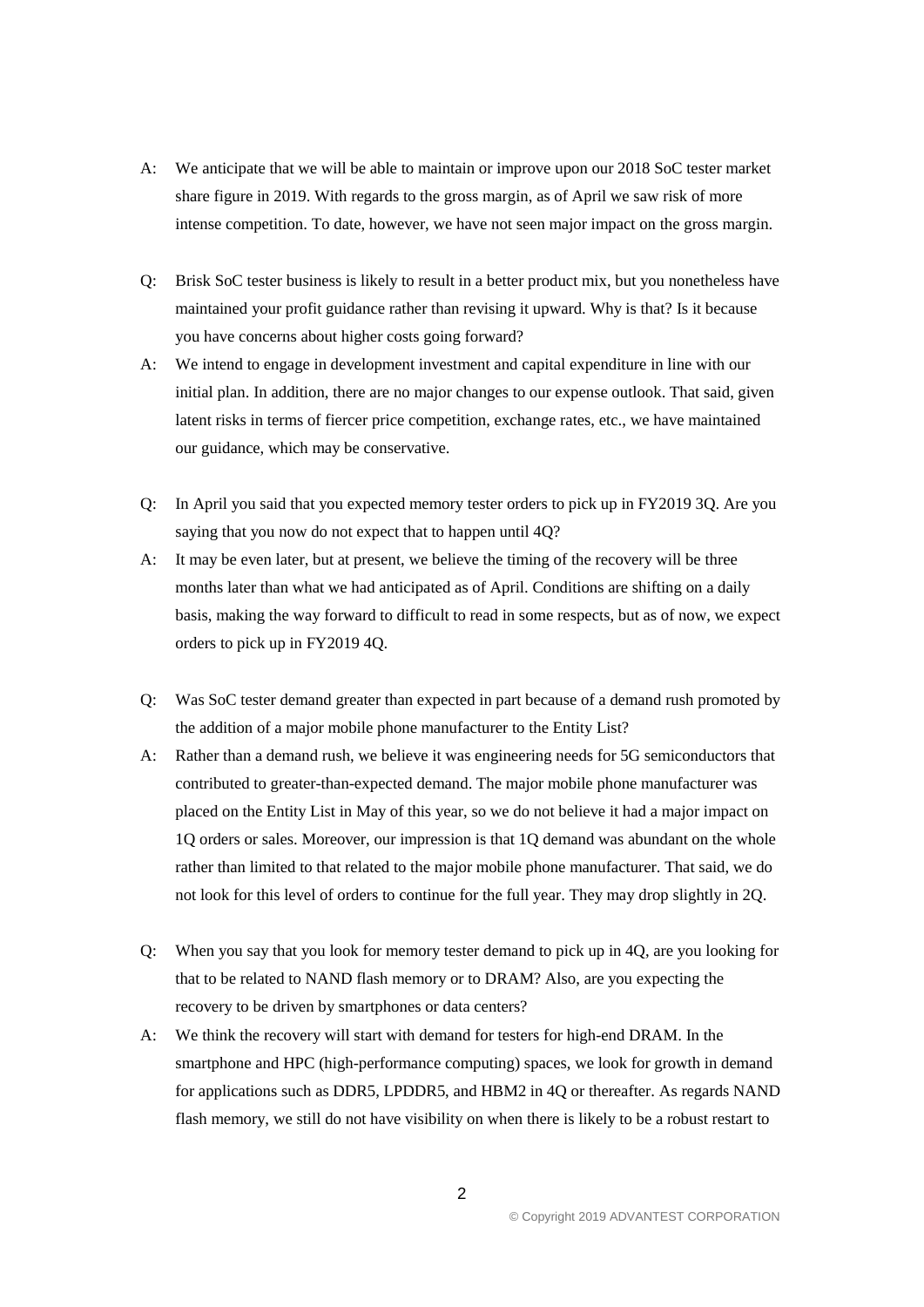A: We anticipate that we will be able to maintain or improve upon our 2018 SoC tester market share figure in 2019. With regards to the gross margin, as of April we saw risk of more intense competition. To date, however, we have not seen major impact on the gross margin.

Q: Brisk SoC tester business is likely to result in a better product mix, but you nonetheless have maintained your profit guidance rather than revising it upward. Why is that? Is it because you have concerns about higher costs going forward?

A: We intend to engage in development investment and capital expenditure in line with our initial plan. In addition, there are no major changes to our expense outlook. That said, given latent risks in terms of fiercer price competition, exchange rates, etc., we have maintained our guidance, which may be conservative.

Q: In April you said that you expected memory tester orders to pick up in FY2019 3Q. Are you saying that you now do not expect that to happen until 4Q?

A: It may be even later, but at present, we believe the timing of the recovery will be three months later than what we had anticipated as of April. Conditions are shifting on a daily basis, making the way forward to difficult to read in some respects, but as of now, we expect orders to pick up in FY2019 4Q.

Q: Was SoC tester demand greater than expected in part because of a demand rush promoted by the addition of a major mobile phone manufacturer to the Entity List?

A: Rather than a demand rush, we believe it was engineering needs for 5G semiconductors that contributed to greater-than-expected demand. The major mobile phone manufacturer was placed on the Entity List in May of this year, so we do not believe it had a major impact on 1Q orders or sales. Moreover, our impression is that 1Q demand was abundant on the whole rather than limited to that related to the major mobile phone manufacturer. That said, we do not look for this level of orders to continue for the full year. They may drop slightly in 2Q.

Q: When you say that you look for memory tester demand to pick up in 4Q, are you looking for that to be related to NAND flash memory or to DRAM? Also, are you expecting the recovery to be driven by smartphones or data centers?

A: We think the recovery will start with demand for testers for high-end DRAM. In the smartphone and HPC (high-performance computing) spaces, we look for growth in demand for applications such as DDR5, LPDDR5, and HBM2 in 4Q or thereafter. As regards NAND flash memory, we still do not have visibility on when there is likely to be a robust restart to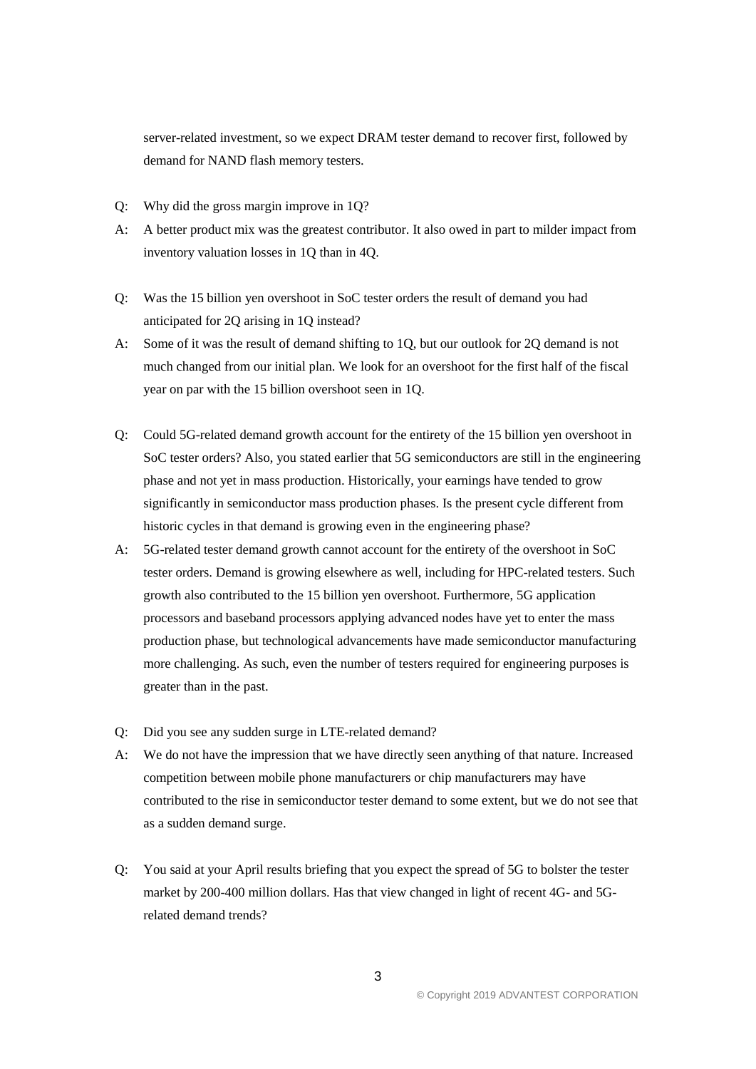server-related investment, so we expect DRAM tester demand to recover first, followed by demand for NAND flash memory testers.

Q: Why did the gross margin improve in 1Q?

A: A better product mix was the greatest contributor. It also owed in part to milder impact from inventory valuation losses in 1Q than in 4Q.

Q: Was the 15 billion yen overshoot in SoC tester orders the result of demand you had anticipated for 2Q arising in 1Q instead?

A: Some of it was the result of demand shifting to 1Q, but our outlook for 2Q demand is not much changed from our initial plan. We look for an overshoot for the first half of the fiscal year on par with the 15 billion overshoot seen in 1Q.

Q: Could 5G-related demand growth account for the entirety of the 15 billion yen overshoot in SoC tester orders? Also, you stated earlier that 5G semiconductors are still in the engineering phase and not yet in mass production. Historically, your earnings have tended to grow significantly in semiconductor mass production phases. Is the present cycle different from historic cycles in that demand is growing even in the engineering phase?

A: 5G-related tester demand growth cannot account for the entirety of the overshoot in SoC tester orders. Demand is growing elsewhere as well, including for HPC-related testers. Such growth also contributed to the 15 billion yen overshoot. Furthermore, 5G application processors and baseband processors applying advanced nodes have yet to enter the mass production phase, but technological advancements have made semiconductor manufacturing more challenging. As such, even the number of testers required for engineering purposes is greater than in the past.

Q: Did you see any sudden surge in LTE-related demand?

A: We do not have the impression that we have directly seen anything of that nature. Increased competition between mobile phone manufacturers or chip manufacturers may have contributed to the rise in semiconductor tester demand to some extent, but we do not see that as a sudden demand surge.

Q: You said at your April results briefing that you expect the spread of 5G to bolster the tester market by 200-400 million dollars. Has that view changed in light of recent 4G- and 5G-related demand trends?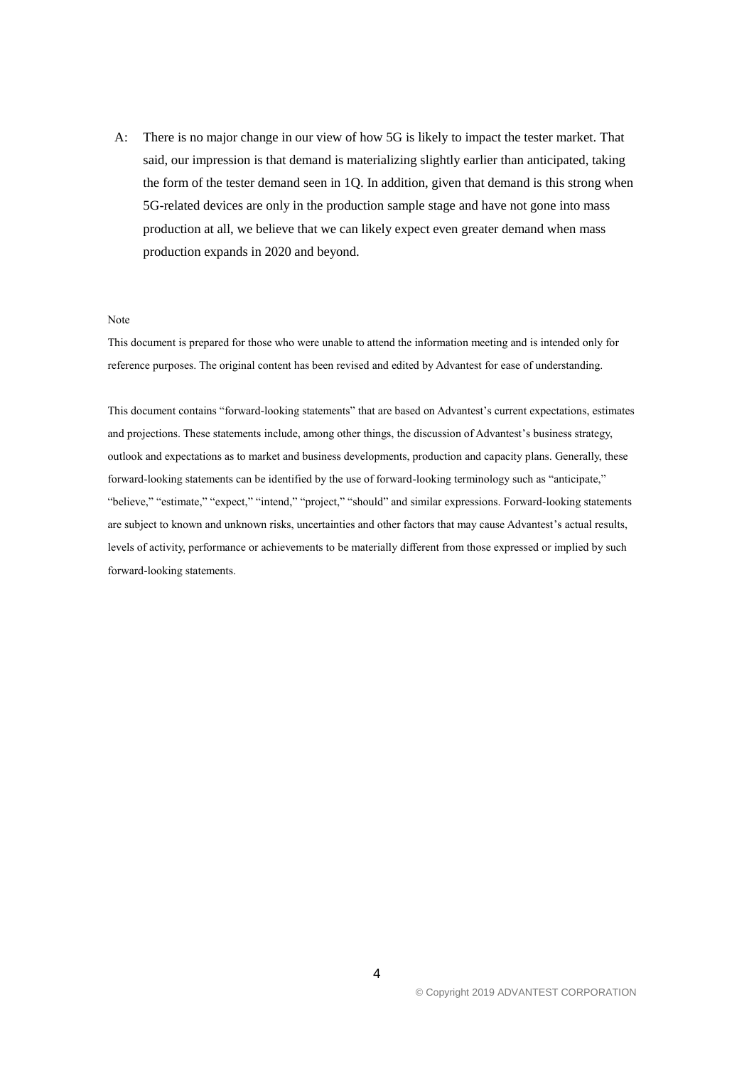A: There is no major change in our view of how 5G is likely to impact the tester market. That said, our impression is that demand is materializing slightly earlier than anticipated, taking the form of the tester demand seen in 1Q. In addition, given that demand is this strong when 5G-related devices are only in the production sample stage and have not gone into mass production at all, we believe that we can likely expect even greater demand when mass production expands in 2020 and beyond.

Note

This document is prepared for those who were unable to attend the information meeting and is intended only for reference purposes. The original content has been revised and edited by Advantest for ease of understanding.

This document contains "forward-looking statements" that are based on Advantest's current expectations, estimates and projections. These statements include, among other things, the discussion of Advantest's business strategy, outlook and expectations as to market and business developments, production and capacity plans. Generally, these forward-looking statements can be identified by the use of forward-looking terminology such as "anticipate," "believe," "estimate," "expect," "intend," "project," "should" and similar expressions. Forward-looking statements are subject to known and unknown risks, uncertainties and other factors that may cause Advantest's actual results, levels of activity, performance or achievements to be materially different from those expressed or implied by such forward-looking statements.

© Copyright 2019 ADVANTEST CORPORATION